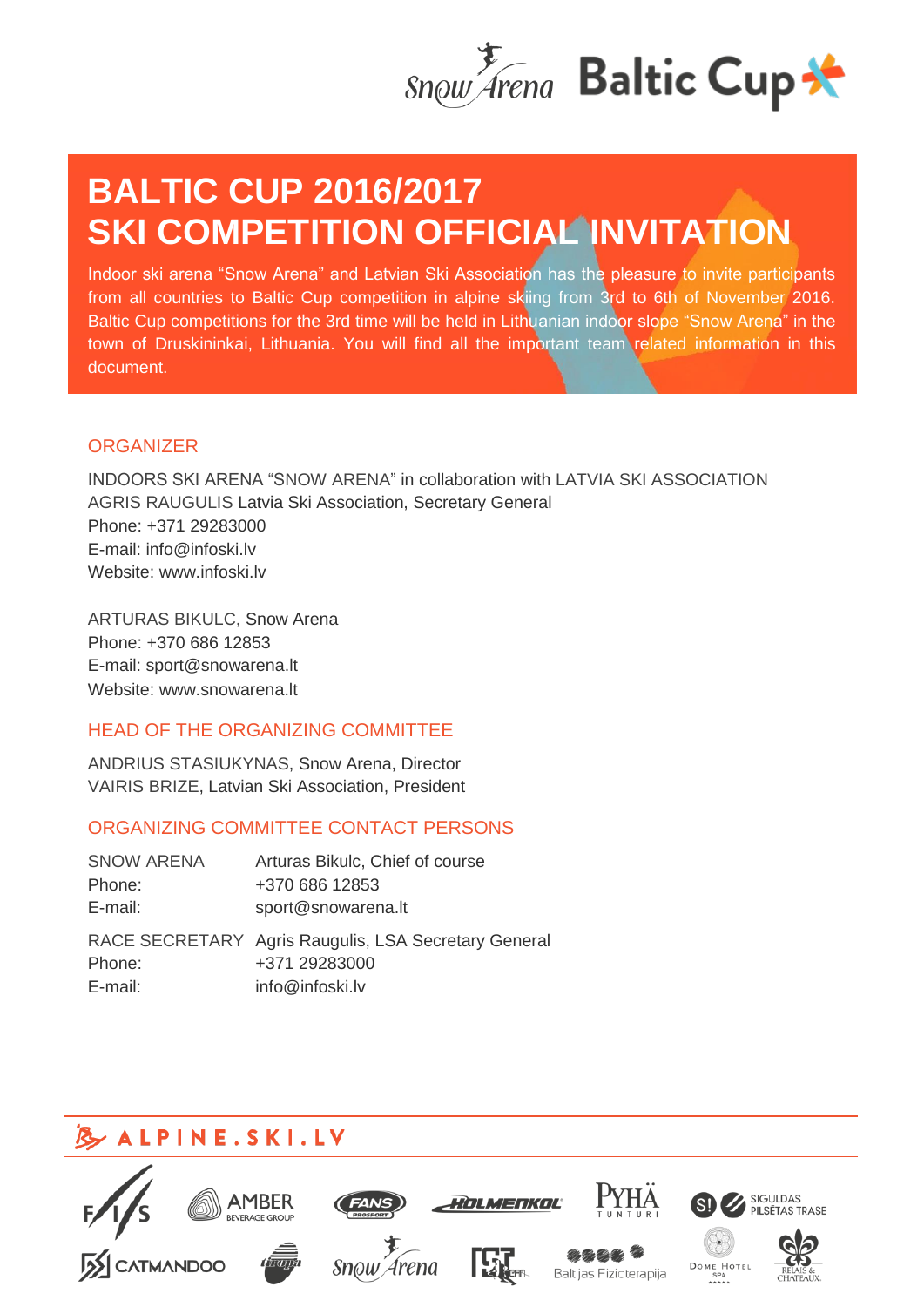# BALTIC CUP 2016/2017
# SKI COMPETITION OFFICIAL INVITATION

Indoor ski arena "Snow Arena" and Latvian Ski Association has the pleasure to invite participants from all countries to Baltic Cup competition in alpine skiing from 3rd to 6th of November 2016. Baltic Cup competitions for the 3rd time will be held in Lithuanian indoor slope "Snow Arena" in the town of Druskininkai, Lithuania. You will find all the important team related information in this document.

## ORGANIZER

INDOORS SKI ARENA "SNOW ARENA" in collaboration with LATVIA SKI ASSOCIATION
AGRIS RAUGULIS Latvia Ski Association, Secretary General
Phone: +371 29283000
E-mail: info@infoski.lv
Website: www.infoski.lv

ARTURAS BIKULC, Snow Arena
Phone: +370 686 12853
E-mail: sport@snowarena.lt
Website: www.snowarena.lt

## HEAD OF THE ORGANIZING COMMITTEE

ANDRIUS STASIUKYNAS, Snow Arena, Director
VAIRIS BRIZE, Latvian Ski Association, President

## ORGANIZING COMMITTEE CONTACT PERSONS

| | |
|---|---|
| SNOW ARENA | Arturas Bikulc, Chief of course |
| Phone: | +370 686 12853 |
| E-mail: | sport@snowarena.lt |
| RACE SECRETARY | Agris Raugulis, LSA Secretary General |
| Phone: | +371 29283000 |
| E-mail: | info@infoski.lv |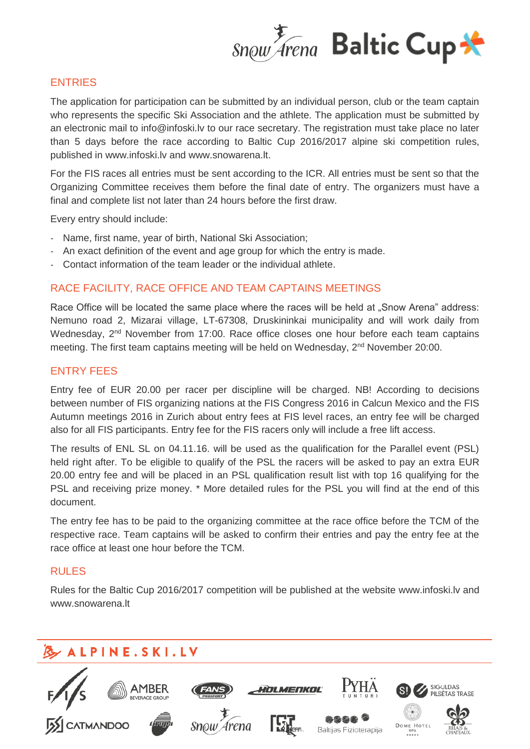## ENTRIES

The application for participation can be submitted by an individual person, club or the team captain who represents the specific Ski Association and the athlete. The application must be submitted by an electronic mail to info@infoski.lv to our race secretary. The registration must take place no later than 5 days before the race according to Baltic Cup 2016/2017 alpine ski competition rules, published in www.infoski.lv and www.snowarena.lt.

For the FIS races all entries must be sent according to the ICR. All entries must be sent so that the Organizing Committee receives them before the final date of entry. The organizers must have a final and complete list not later than 24 hours before the first draw.

Every entry should include:

- Name, first name, year of birth, National Ski Association;
- An exact definition of the event and age group for which the entry is made.
- Contact information of the team leader or the individual athlete.

## RACE FACILITY, RACE OFFICE AND TEAM CAPTAINS MEETINGS

Race Office will be located the same place where the races will be held at „Snow Arena" address: Nemuno road 2, Mizarai village, LT-67308, Druskininkai municipality and will work daily from Wednesday, 2nd November from 17:00. Race office closes one hour before each team captains meeting. The first team captains meeting will be held on Wednesday, 2nd November 20:00.

## ENTRY FEES

Entry fee of EUR 20.00 per racer per discipline will be charged. NB! According to decisions between number of FIS organizing nations at the FIS Congress 2016 in Calcun Mexico and the FIS Autumn meetings 2016 in Zurich about entry fees at FIS level races, an entry fee will be charged also for all FIS participants. Entry fee for the FIS racers only will include a free lift access.

The results of ENL SL on 04.11.16. will be used as the qualification for the Parallel event (PSL) held right after. To be eligible to qualify of the PSL the racers will be asked to pay an extra EUR 20.00 entry fee and will be placed in an PSL qualification result list with top 16 qualifying for the PSL and receiving prize money. * More detailed rules for the PSL you will find at the end of this document.

The entry fee has to be paid to the organizing committee at the race office before the TCM of the respective race. Team captains will be asked to confirm their entries and pay the entry fee at the race office at least one hour before the TCM.

## RULES

Rules for the Baltic Cup 2016/2017 competition will be published at the website www.infoski.lv and www.snowarena.lt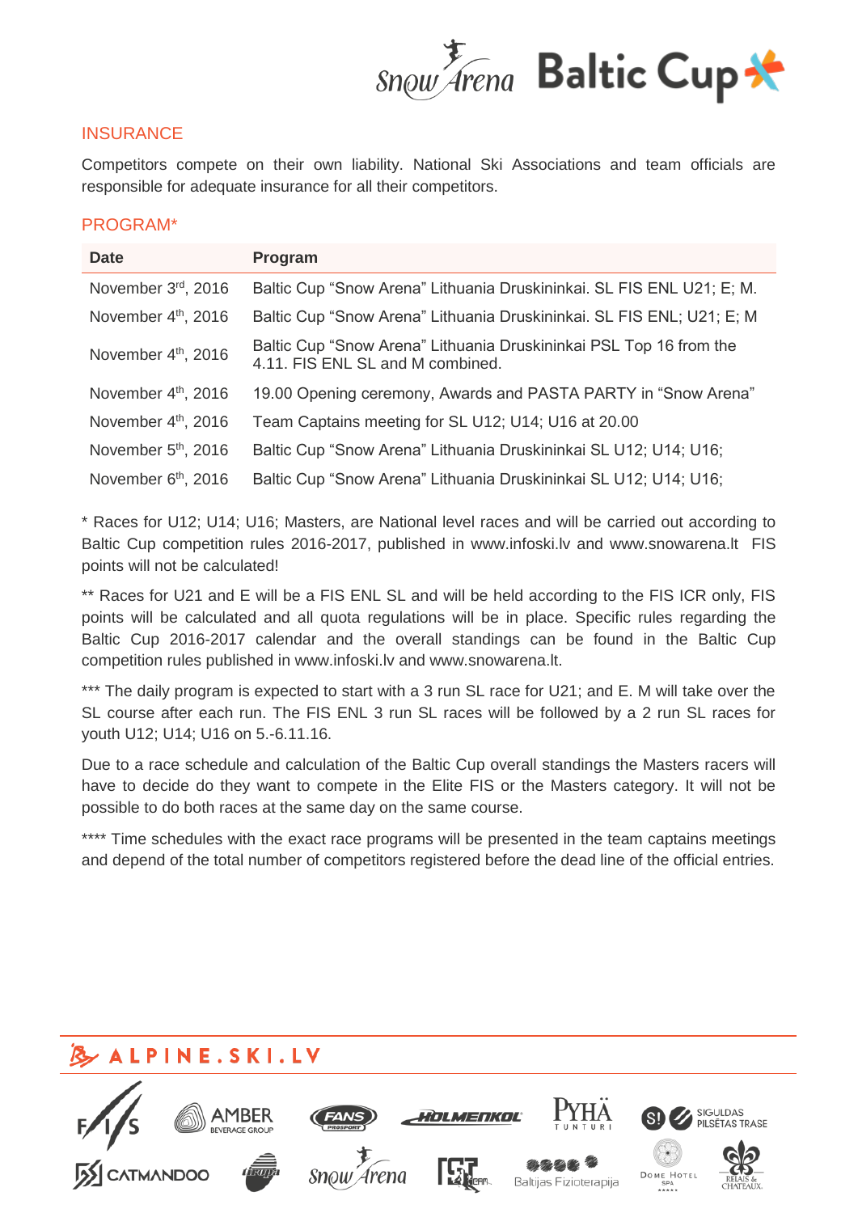## INSURANCE

Competitors compete on their own liability. National Ski Associations and team officials are responsible for adequate insurance for all their competitors.

## PROGRAM*

| Date | Program |
|---|---|
| November 3rd, 2016 | Baltic Cup "Snow Arena" Lithuania Druskininkai. SL FIS ENL U21; E; M. |
| November 4th, 2016 | Baltic Cup "Snow Arena" Lithuania Druskininkai. SL FIS ENL; U21; E; M |
| November 4th, 2016 | Baltic Cup "Snow Arena" Lithuania Druskininkai PSL Top 16 from the 4.11. FIS ENL SL and M combined. |
| November 4th, 2016 | 19.00 Opening ceremony, Awards and PASTA PARTY in "Snow Arena" |
| November 4th, 2016 | Team Captains meeting for SL U12; U14; U16 at 20.00 |
| November 5th, 2016 | Baltic Cup "Snow Arena" Lithuania Druskininkai SL U12; U14; U16; |
| November 6th, 2016 | Baltic Cup "Snow Arena" Lithuania Druskininkai SL U12; U14; U16; |

* Races for U12; U14; U16; Masters, are National level races and will be carried out according to Baltic Cup competition rules 2016-2017, published in www.infoski.lv and www.snowarena.lt FIS points will not be calculated!

** Races for U21 and E will be a FIS ENL SL and will be held according to the FIS ICR only, FIS points will be calculated and all quota regulations will be in place. Specific rules regarding the Baltic Cup 2016-2017 calendar and the overall standings can be found in the Baltic Cup competition rules published in www.infoski.lv and www.snowarena.lt.

*** The daily program is expected to start with a 3 run SL race for U21; and E. M will take over the SL course after each run. The FIS ENL 3 run SL races will be followed by a 2 run SL races for youth U12; U14; U16 on 5.-6.11.16.

Due to a race schedule and calculation of the Baltic Cup overall standings the Masters racers will have to decide do they want to compete in the Elite FIS or the Masters category. It will not be possible to do both races at the same day on the same course.

**** Time schedules with the exact race programs will be presented in the team captains meetings and depend of the total number of competitors registered before the dead line of the official entries.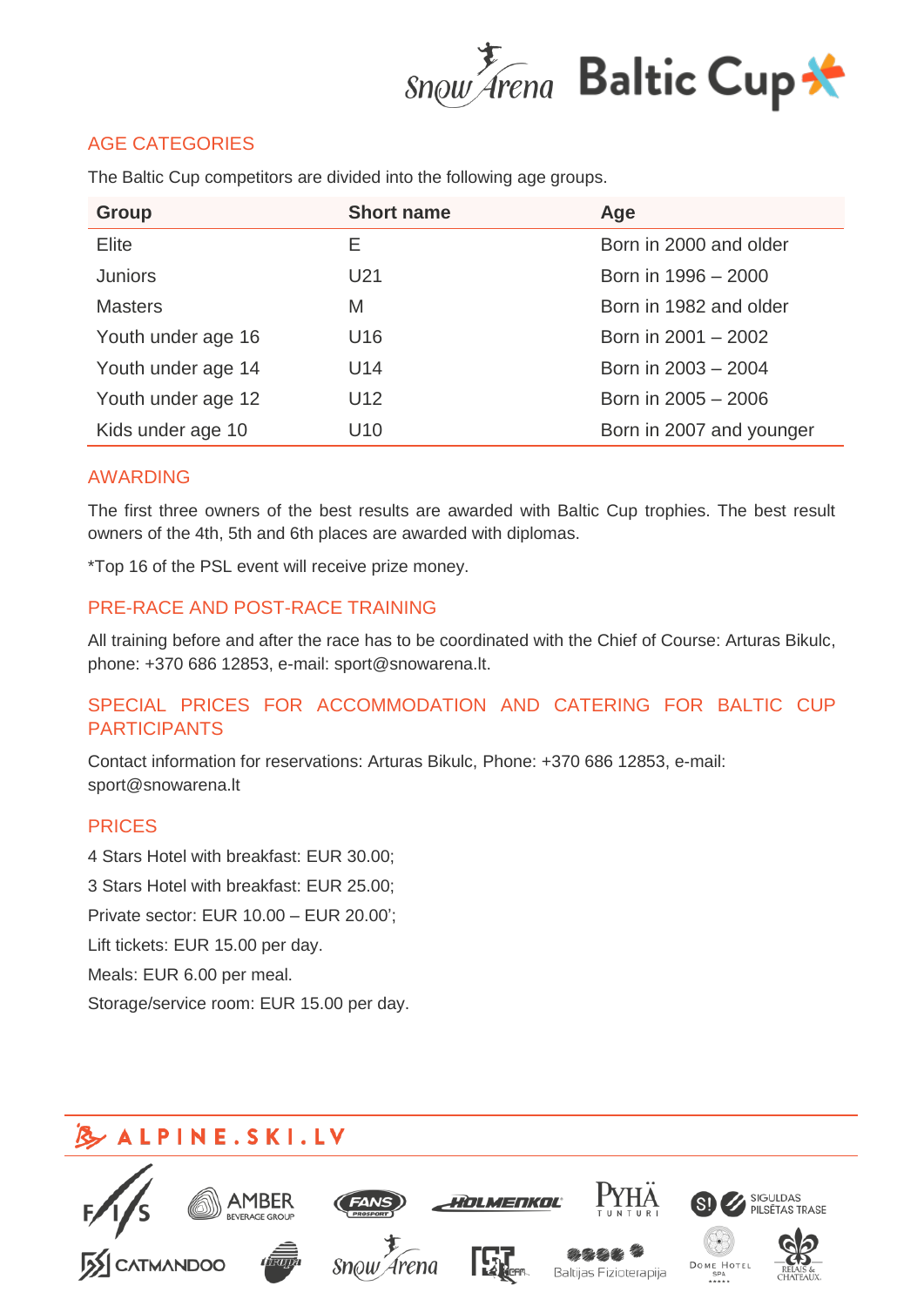## AGE CATEGORIES

The Baltic Cup competitors are divided into the following age groups.

| Group | Short name | Age |
|---|---|---|
| Elite | E | Born in 2000 and older |
| Juniors | U21 | Born in 1996 – 2000 |
| Masters | M | Born in 1982 and older |
| Youth under age 16 | U16 | Born in 2001 – 2002 |
| Youth under age 14 | U14 | Born in 2003 – 2004 |
| Youth under age 12 | U12 | Born in 2005 – 2006 |
| Kids under age 10 | U10 | Born in 2007 and younger |

## AWARDING

The first three owners of the best results are awarded with Baltic Cup trophies. The best result owners of the 4th, 5th and 6th places are awarded with diplomas.

*Top 16 of the PSL event will receive prize money.

## PRE-RACE AND POST-RACE TRAINING

All training before and after the race has to be coordinated with the Chief of Course: Arturas Bikulc, phone: +370 686 12853, e-mail: sport@snowarena.lt.

## SPECIAL PRICES FOR ACCOMMODATION AND CATERING FOR BALTIC CUP PARTICIPANTS

Contact information for reservations: Arturas Bikulc, Phone: +370 686 12853, e-mail: sport@snowarena.lt

## PRICES

4 Stars Hotel with breakfast: EUR 30.00;

3 Stars Hotel with breakfast: EUR 25.00;

Private sector: EUR 10.00 – EUR 20.00';

Lift tickets: EUR 15.00 per day.

Meals: EUR 6.00 per meal.

Storage/service room: EUR 15.00 per day.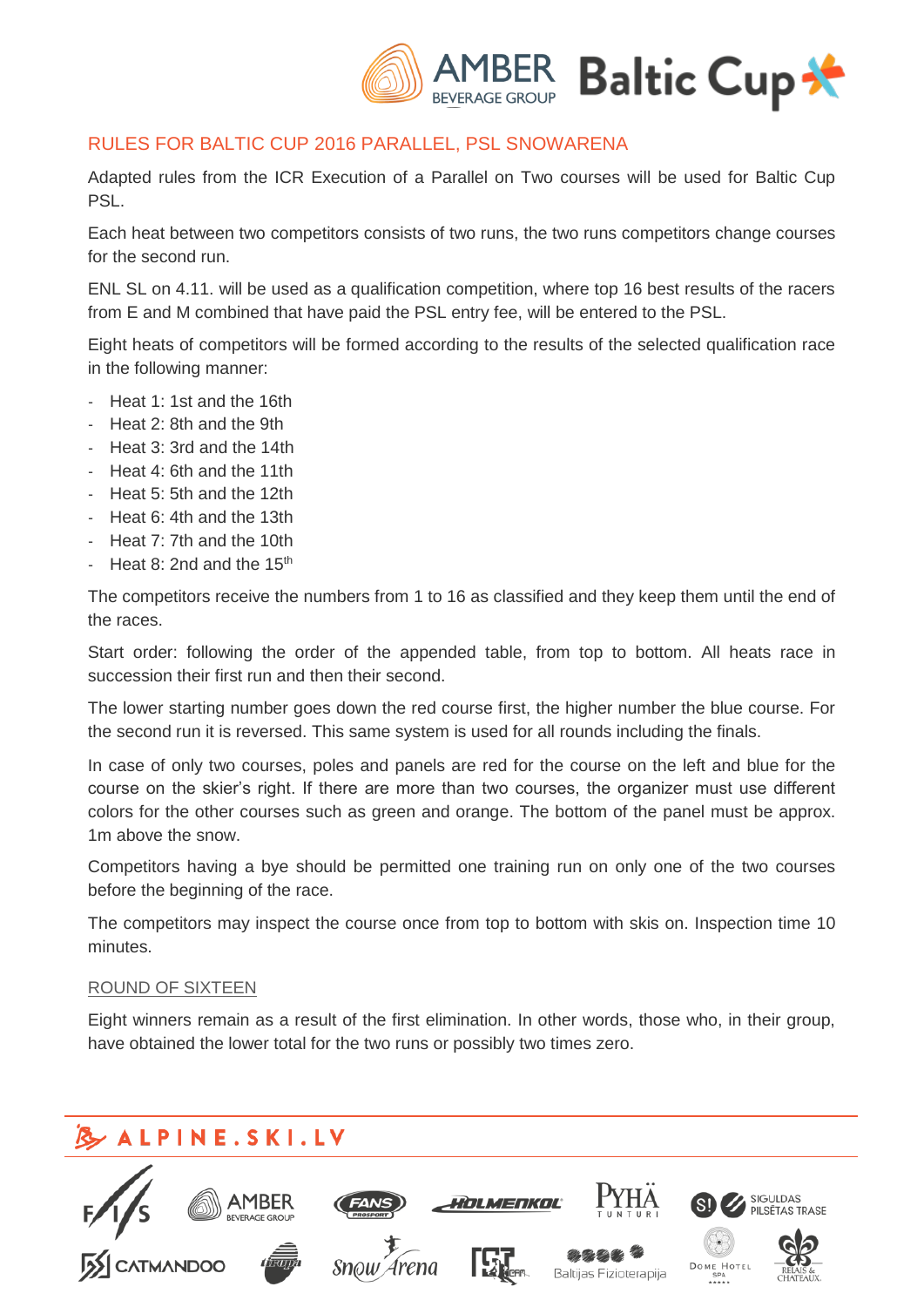## RULES FOR BALTIC CUP 2016 PARALLEL, PSL SNOWARENA

Adapted rules from the ICR Execution of a Parallel on Two courses will be used for Baltic Cup PSL.

Each heat between two competitors consists of two runs, the two runs competitors change courses for the second run.

ENL SL on 4.11. will be used as a qualification competition, where top 16 best results of the racers from E and M combined that have paid the PSL entry fee, will be entered to the PSL.

Eight heats of competitors will be formed according to the results of the selected qualification race in the following manner:

- Heat 1: 1st and the 16th
- Heat 2: 8th and the 9th
- Heat 3: 3rd and the 14th
- Heat 4: 6th and the 11th
- Heat 5: 5th and the 12th
- Heat 6: 4th and the 13th
- Heat 7: 7th and the 10th
- Heat 8: 2nd and the 15th

The competitors receive the numbers from 1 to 16 as classified and they keep them until the end of the races.

Start order: following the order of the appended table, from top to bottom. All heats race in succession their first run and then their second.

The lower starting number goes down the red course first, the higher number the blue course. For the second run it is reversed. This same system is used for all rounds including the finals.

In case of only two courses, poles and panels are red for the course on the left and blue for the course on the skier's right. If there are more than two courses, the organizer must use different colors for the other courses such as green and orange. The bottom of the panel must be approx. 1m above the snow.

Competitors having a bye should be permitted one training run on only one of the two courses before the beginning of the race.

The competitors may inspect the course once from top to bottom with skis on. Inspection time 10 minutes.

### ROUND OF SIXTEEN

Eight winners remain as a result of the first elimination. In other words, those who, in their group, have obtained the lower total for the two runs or possibly two times zero.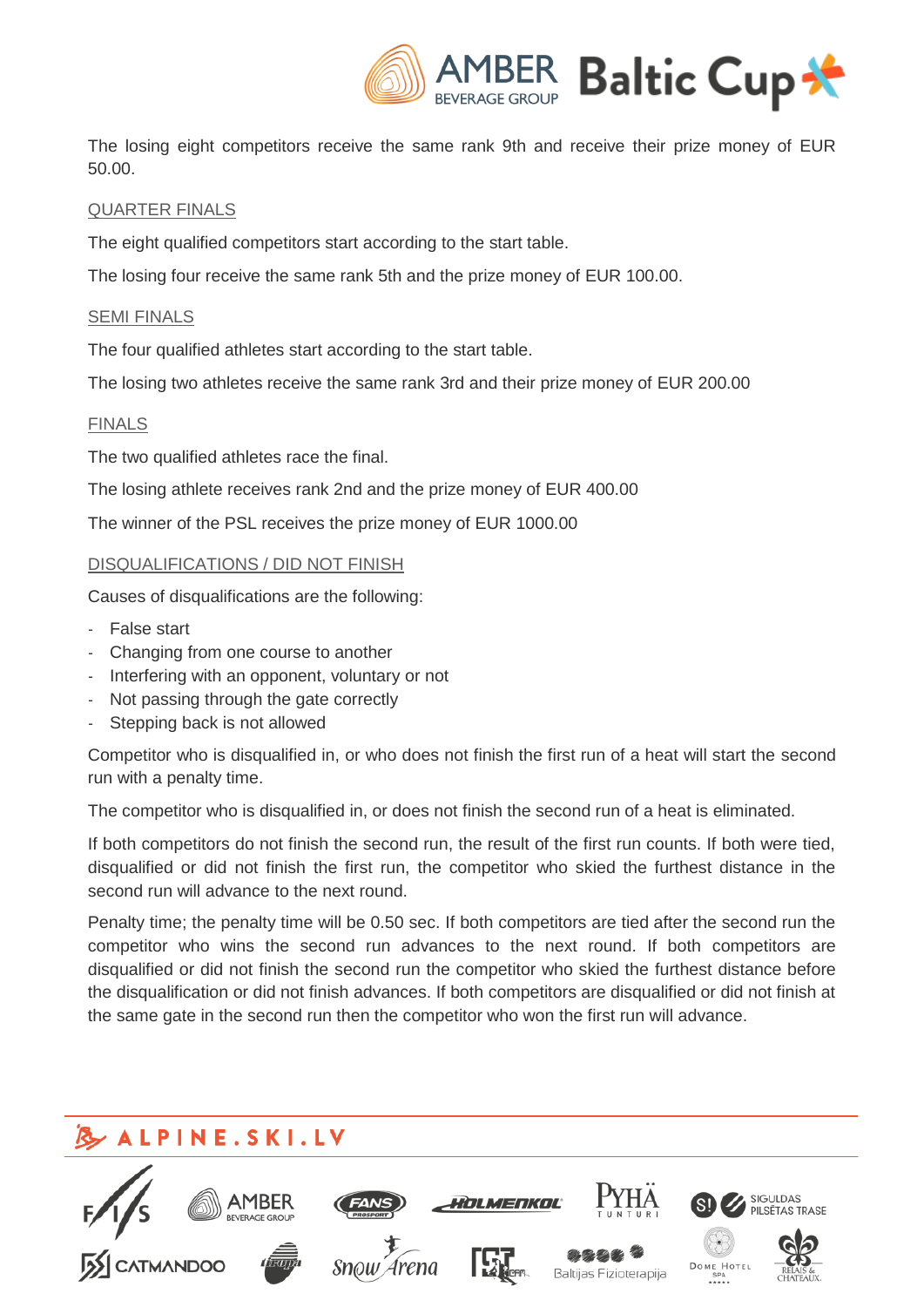The losing eight competitors receive the same rank 9th and receive their prize money of EUR 50.00.

## QUARTER FINALS

The eight qualified competitors start according to the start table.

The losing four receive the same rank 5th and the prize money of EUR 100.00.

## SEMI FINALS

The four qualified athletes start according to the start table.

The losing two athletes receive the same rank 3rd and their prize money of EUR 200.00

## FINALS

The two qualified athletes race the final.

The losing athlete receives rank 2nd and the prize money of EUR 400.00

The winner of the PSL receives the prize money of EUR 1000.00

## DISQUALIFICATIONS / DID NOT FINISH

Causes of disqualifications are the following:

- False start
- Changing from one course to another
- Interfering with an opponent, voluntary or not
- Not passing through the gate correctly
- Stepping back is not allowed

Competitor who is disqualified in, or who does not finish the first run of a heat will start the second run with a penalty time.

The competitor who is disqualified in, or does not finish the second run of a heat is eliminated.

If both competitors do not finish the second run, the result of the first run counts. If both were tied, disqualified or did not finish the first run, the competitor who skied the furthest distance in the second run will advance to the next round.

Penalty time; the penalty time will be 0.50 sec. If both competitors are tied after the second run the competitor who wins the second run advances to the next round. If both competitors are disqualified or did not finish the second run the competitor who skied the furthest distance before the disqualification or did not finish advances. If both competitors are disqualified or did not finish at the same gate in the second run then the competitor who won the first run will advance.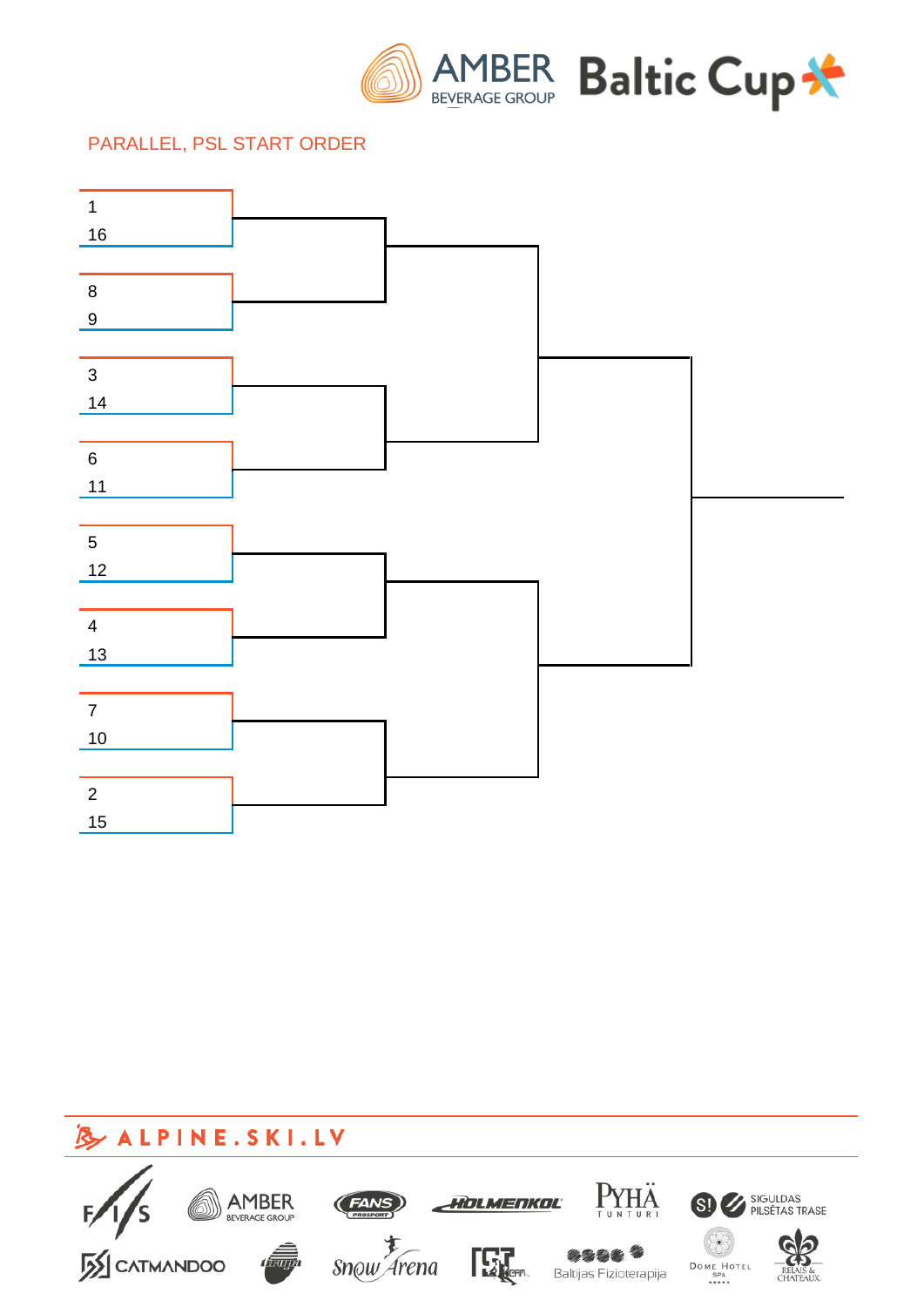# PARALLEL, PSL START ORDER

1
16

8
9

3
14

6
11

5
12

4
13

7
10

2
15

ALPINE.SKI.LV